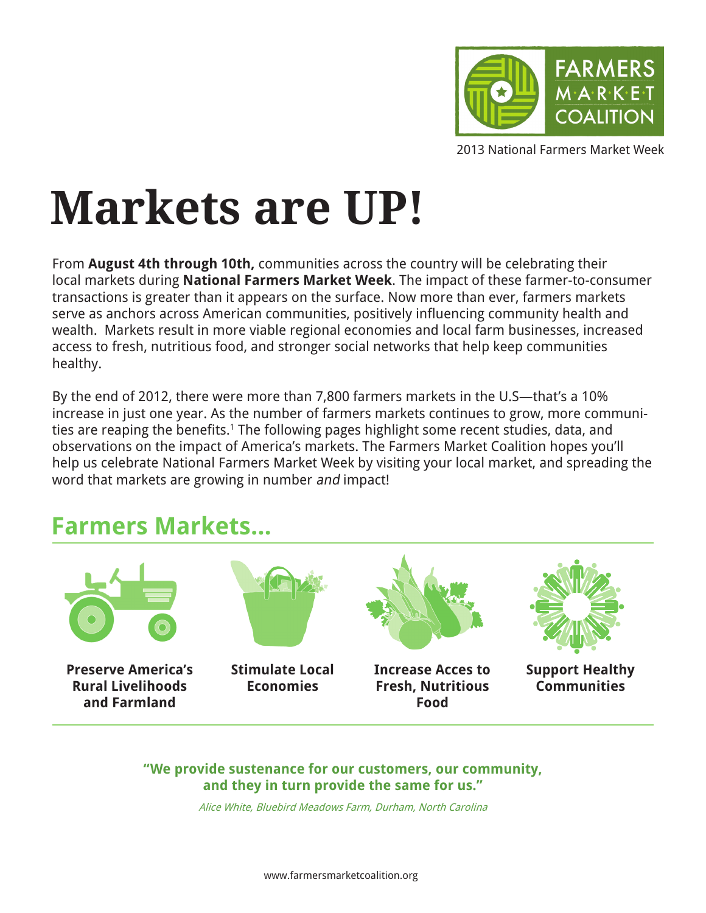FARMERS MARKET COALITION

2013 National Farmers Market Week

# Markets are UP!

From **August 4th through 10th,** communities across the country will be celebrating their local markets during **National Farmers Market Week**. The impact of these farmer-to-consumer transactions is greater than it appears on the surface. Now more than ever, farmers markets serve as anchors across American communities, positively influencing community health and wealth. Markets result in more viable regional economies and local farm businesses, increased access to fresh, nutritious food, and stronger social networks that help keep communities healthy.

By the end of 2012, there were more than 7,800 farmers markets in the U.S—that's a 10% increase in just one year. As the number of farmers markets continues to grow, more communities are reaping the benefits.[1] The following pages highlight some recent studies, data, and observations on the impact of America's markets. The Farmers Market Coalition hopes you'll help us celebrate National Farmers Market Week by visiting your local market, and spreading the word that markets are growing in number *and* impact!

## Farmers Markets...

- **Preserve America's Rural Livelihoods and Farmland**
- **Stimulate Local Economies**
- **Increase Acces to Fresh, Nutritious Food**
- **Support Healthy Communities**

**"We provide sustenance for our customers, our community, and they in turn provide the same for us."**

*Alice White, Bluebird Meadows Farm, Durham, North Carolina*

www.farmersmarketcoalition.org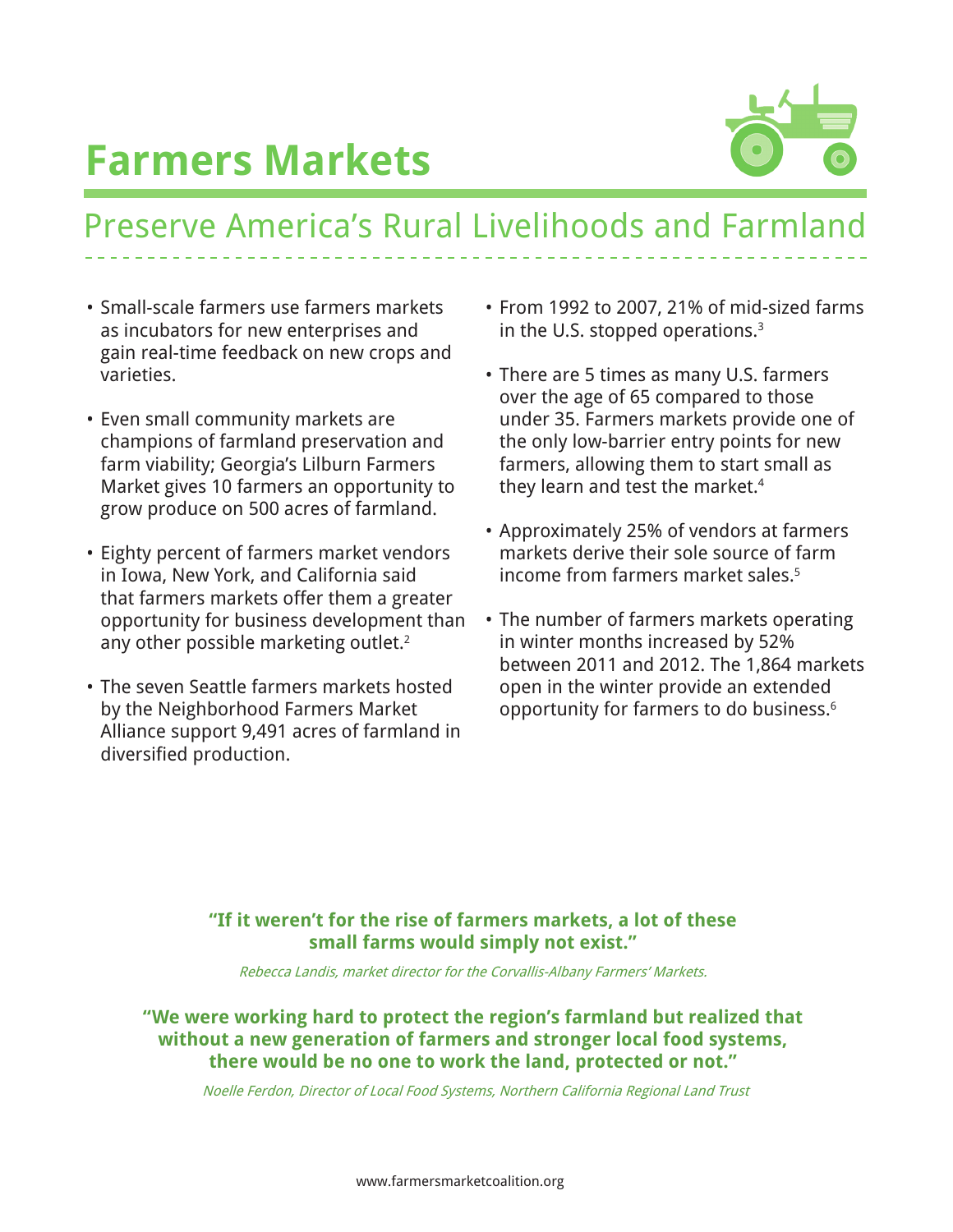# Farmers Markets

## Preserve America's Rural Livelihoods and Farmland

- Small-scale farmers use farmers markets as incubators for new enterprises and gain real-time feedback on new crops and varieties.
- Even small community markets are champions of farmland preservation and farm viability; Georgia's Lilburn Farmers Market gives 10 farmers an opportunity to grow produce on 500 acres of farmland.
- Eighty percent of farmers market vendors in Iowa, New York, and California said that farmers markets offer them a greater opportunity for business development than any other possible marketing outlet.[2]
- The seven Seattle farmers markets hosted by the Neighborhood Farmers Market Alliance support 9,491 acres of farmland in diversified production.
- From 1992 to 2007, 21% of mid-sized farms in the U.S. stopped operations.[3]
- There are 5 times as many U.S. farmers over the age of 65 compared to those under 35. Farmers markets provide one of the only low-barrier entry points for new farmers, allowing them to start small as they learn and test the market.[4]
- Approximately 25% of vendors at farmers markets derive their sole source of farm income from farmers market sales.[5]
- The number of farmers markets operating in winter months increased by 52% between 2011 and 2012. The 1,864 markets open in the winter provide an extended opportunity for farmers to do business.[6]

**"If it weren't for the rise of farmers markets, a lot of these small farms would simply not exist."**

*Rebecca Landis, market director for the Corvallis-Albany Farmers' Markets.*

**"We were working hard to protect the region's farmland but realized that without a new generation of farmers and stronger local food systems, there would be no one to work the land, protected or not."**

*Noelle Ferdon, Director of Local Food Systems, Northern California Regional Land Trust*

www.farmersmarketcoalition.org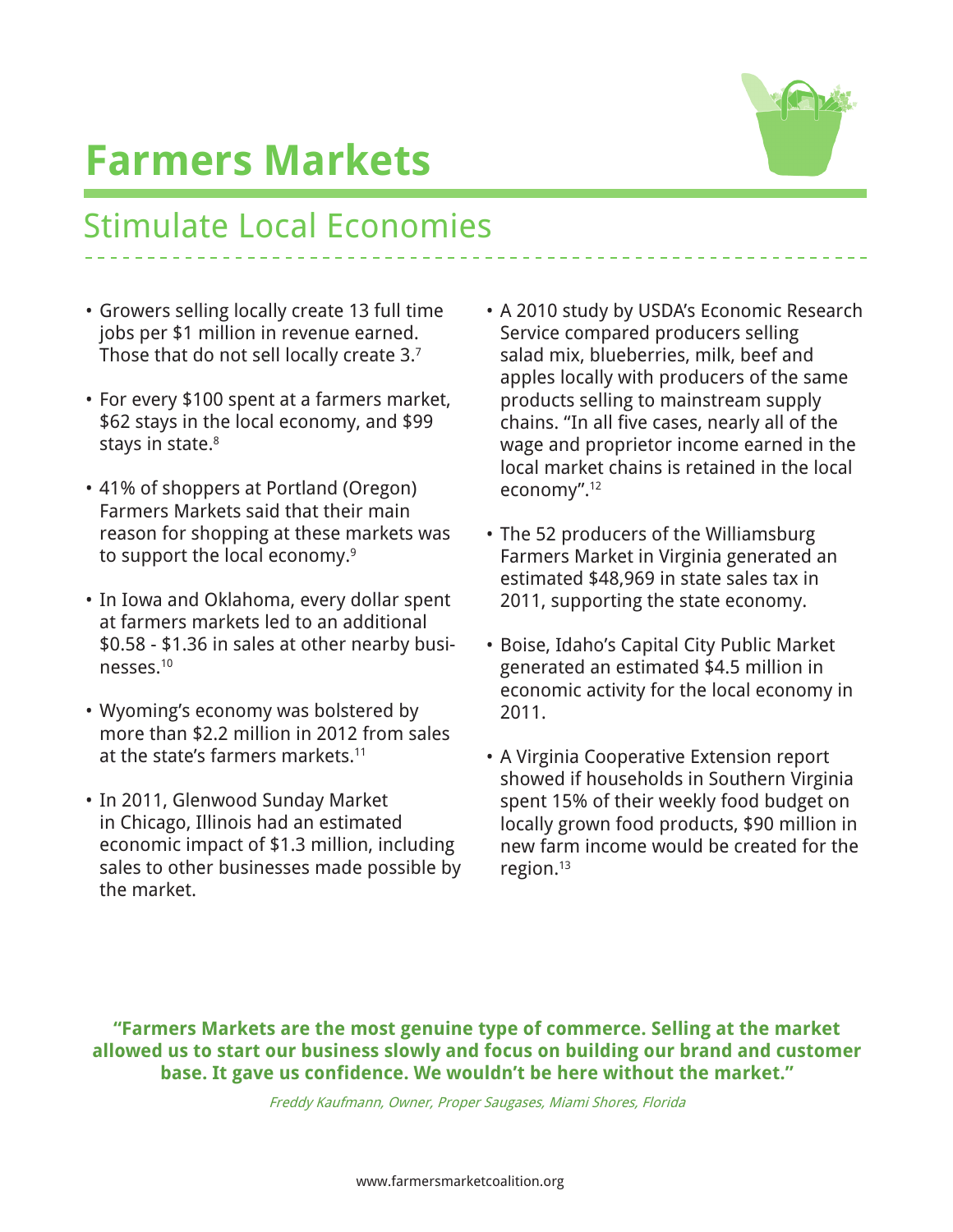# Farmers Markets

## Stimulate Local Economies

- Growers selling locally create 13 full time jobs per $1 million in revenue earned. Those that do not sell locally create 3.[7]
- For every $100 spent at a farmers market, $62 stays in the local economy, and $99 stays in state.[8]
- 41% of shoppers at Portland (Oregon) Farmers Markets said that their main reason for shopping at these markets was to support the local economy.[9]
- In Iowa and Oklahoma, every dollar spent at farmers markets led to an additional $0.58 - $1.36 in sales at other nearby businesses.[10]
- Wyoming's economy was bolstered by more than $2.2 million in 2012 from sales at the state's farmers markets.[11]
- In 2011, Glenwood Sunday Market in Chicago, Illinois had an estimated economic impact of $1.3 million, including sales to other businesses made possible by the market.
- A 2010 study by USDA's Economic Research Service compared producers selling salad mix, blueberries, milk, beef and apples locally with producers of the same products selling to mainstream supply chains. "In all five cases, nearly all of the wage and proprietor income earned in the local market chains is retained in the local economy".[12]
- The 52 producers of the Williamsburg Farmers Market in Virginia generated an estimated $48,969 in state sales tax in 2011, supporting the state economy.
- Boise, Idaho's Capital City Public Market generated an estimated $4.5 million in economic activity for the local economy in 2011.
- A Virginia Cooperative Extension report showed if households in Southern Virginia spent 15% of their weekly food budget on locally grown food products, $90 million in new farm income would be created for the region.[13]

**"Farmers Markets are the most genuine type of commerce. Selling at the market allowed us to start our business slowly and focus on building our brand and customer base. It gave us confidence. We wouldn't be here without the market."**

*Freddy Kaufmann, Owner, Proper Saugases, Miami Shores, Florida*

www.farmersmarketcoalition.org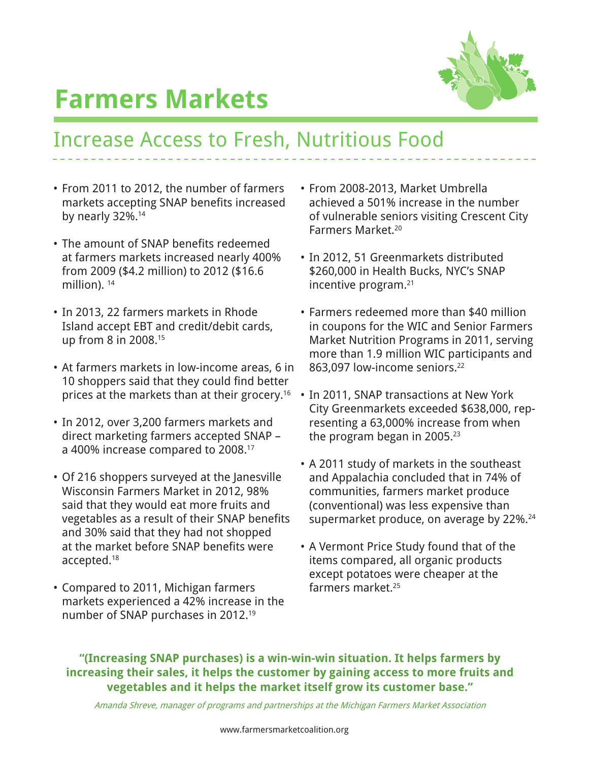# Farmers Markets

## Increase Access to Fresh, Nutritious Food

- From 2011 to 2012, the number of farmers markets accepting SNAP benefits increased by nearly 32%.[14]
- The amount of SNAP benefits redeemed at farmers markets increased nearly 400% from 2009 ($4.2 million) to 2012 ($16.6 million).[14]
- In 2013, 22 farmers markets in Rhode Island accept EBT and credit/debit cards, up from 8 in 2008.[15]
- At farmers markets in low-income areas, 6 in 10 shoppers said that they could find better prices at the markets than at their grocery.[16]
- In 2012, over 3,200 farmers markets and direct marketing farmers accepted SNAP – a 400% increase compared to 2008.[17]
- Of 216 shoppers surveyed at the Janesville Wisconsin Farmers Market in 2012, 98% said that they would eat more fruits and vegetables as a result of their SNAP benefits and 30% said that they had not shopped at the market before SNAP benefits were accepted.[18]
- Compared to 2011, Michigan farmers markets experienced a 42% increase in the number of SNAP purchases in 2012.[19]
- From 2008-2013, Market Umbrella achieved a 501% increase in the number of vulnerable seniors visiting Crescent City Farmers Market.[20]
- In 2012, 51 Greenmarkets distributed $260,000 in Health Bucks, NYC's SNAP incentive program.[21]
- Farmers redeemed more than $40 million in coupons for the WIC and Senior Farmers Market Nutrition Programs in 2011, serving more than 1.9 million WIC participants and 863,097 low-income seniors.[22]
- In 2011, SNAP transactions at New York City Greenmarkets exceeded $638,000, representing a 63,000% increase from when the program began in 2005.[23]
- A 2011 study of markets in the southeast and Appalachia concluded that in 74% of communities, farmers market produce (conventional) was less expensive than supermarket produce, on average by 22%.[24]
- A Vermont Price Study found that of the items compared, all organic products except potatoes were cheaper at the farmers market.[25]

**"(Increasing SNAP purchases) is a win-win-win situation. It helps farmers by increasing their sales, it helps the customer by gaining access to more fruits and vegetables and it helps the market itself grow its customer base."**

*Amanda Shreve, manager of programs and partnerships at the Michigan Farmers Market Association*

www.farmersmarketcoalition.org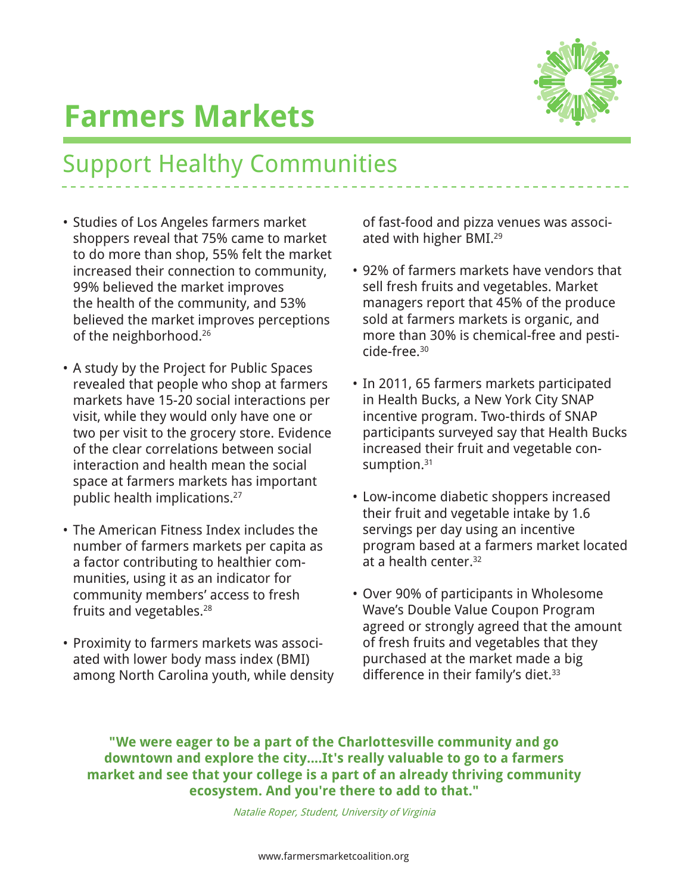# Farmers Markets

## Support Healthy Communities

- Studies of Los Angeles farmers market shoppers reveal that 75% came to market to do more than shop, 55% felt the market increased their connection to community, 99% believed the market improves the health of the community, and 53% believed the market improves perceptions of the neighborhood.[26]
- A study by the Project for Public Spaces revealed that people who shop at farmers markets have 15-20 social interactions per visit, while they would only have one or two per visit to the grocery store. Evidence of the clear correlations between social interaction and health mean the social space at farmers markets has important public health implications.[27]
- The American Fitness Index includes the number of farmers markets per capita as a factor contributing to healthier communities, using it as an indicator for community members' access to fresh fruits and vegetables.[28]
- Proximity to farmers markets was associated with lower body mass index (BMI) among North Carolina youth, while density of fast-food and pizza venues was associated with higher BMI.[29]
- 92% of farmers markets have vendors that sell fresh fruits and vegetables. Market managers report that 45% of the produce sold at farmers markets is organic, and more than 30% is chemical-free and pesticide-free.[30]
- In 2011, 65 farmers markets participated in Health Bucks, a New York City SNAP incentive program. Two-thirds of SNAP participants surveyed say that Health Bucks increased their fruit and vegetable consumption.[31]
- Low-income diabetic shoppers increased their fruit and vegetable intake by 1.6 servings per day using an incentive program based at a farmers market located at a health center.[32]
- Over 90% of participants in Wholesome Wave's Double Value Coupon Program agreed or strongly agreed that the amount of fresh fruits and vegetables that they purchased at the market made a big difference in their family's diet.[33]

**"We were eager to be a part of the Charlottesville community and go downtown and explore the city....It's really valuable to go to a farmers market and see that your college is a part of an already thriving community ecosystem. And you're there to add to that."**

*Natalie Roper, Student, University of Virginia*

www.farmersmarketcoalition.org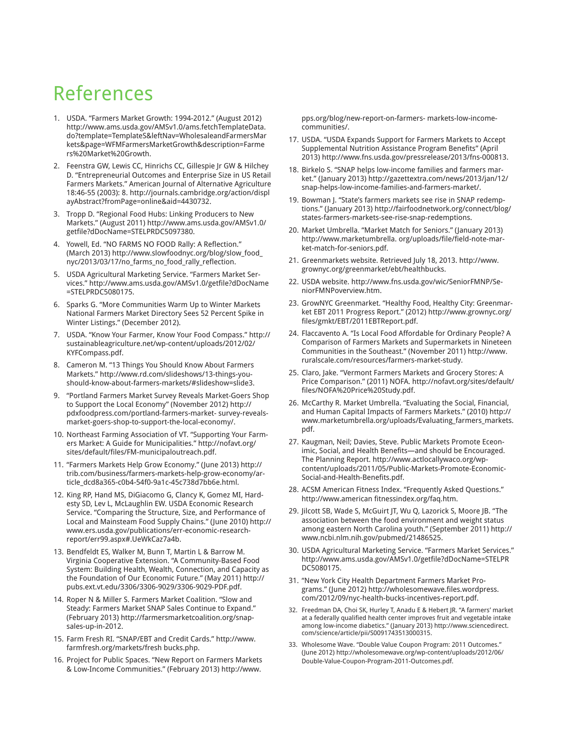# References

1. USDA. "Farmers Market Growth: 1994-2012." (August 2012) http://www.ams.usda.gov/AMSv1.0/ams.fetchTemplateData.do?template=TemplateS&leftNav=WholesaleandFarmersMarkets&page=WFMFarmersMarketGrowth&description=Farmers%20Market%20Growth.
2. Feenstra GW, Lewis CC, Hinrichs CC, Gillespie Jr GW & Hilchey D. "Entrepreneurial Outcomes and Enterprise Size in US Retail Farmers Markets." American Journal of Alternative Agriculture 18:46-55 (2003): 8. http://journals.cambridge.org/action/displayAbstract?fromPage=online&aid=4430732.
3. Tropp D. "Regional Food Hubs: Linking Producers to New Markets." (August 2011) http://www.ams.usda.gov/AMSv1.0/getfile?dDocName=STELPRDC5097380.
4. Yowell, Ed. "NO FARMS NO FOOD Rally: A Reflection." (March 2013) http://www.slowfoodnyc.org/blog/slow_food_nyc/2013/03/17/no_farms_no_food_rally_reflection.
5. USDA Agricultural Marketing Service. "Farmers Market Services." http://www.ams.usda.gov/AMSv1.0/getfile?dDocName=STELPRDC5080175.
6. Sparks G. "More Communities Warm Up to Winter Markets National Farmers Market Directory Sees 52 Percent Spike in Winter Listings." (December 2012).
7. USDA. "Know Your Farmer, Know Your Food Compass." http://sustainableagriculture.net/wp-content/uploads/2012/02/KYFCompass.pdf.
8. Cameron M. "13 Things You Should Know About Farmers Markets." http://www.rd.com/slideshows/13-things-you-should-know-about-farmers-markets/#slideshow=slide3.
9. "Portland Farmers Market Survey Reveals Market-Goers Shop to Support the Local Economy" (November 2012) http://pdxfoodpress.com/portland-farmers-market- survey-reveals-market-goers-shop-to-support-the-local-economy/.
10. Northeast Farming Association of VT. "Supporting Your Farmers Market: A Guide for Municipalities." http://nofavt.org/sites/default/files/FM-municipaloutreach.pdf.
11. "Farmers Markets Help Grow Economy." (June 2013) http://trib.com/business/farmers-markets-help-grow-economy/article_dcd8a365-c0b4-54f0-9a1c-45c738d7bb6e.html.
12. King RP, Hand MS, DiGiacomo G, Clancy K, Gomez MI, Hardesty SD, Lev L, McLaughlin EW. USDA Economic Research Service. "Comparing the Structure, Size, and Performance of Local and Mainsteam Food Supply Chains." (June 2010) http://www.ers.usda.gov/publications/err-economic-research-report/err99.aspx#.UeWkCaz7a4b.
13. Bendfeldt ES, Walker M, Bunn T, Martin L & Barrow M. Virginia Cooperative Extension. "A Community-Based Food System: Building Health, Wealth, Connection, and Capacity as the Foundation of Our Economic Future." (May 2011) http://pubs.ext.vt.edu/3306/3306-9029/3306-9029-PDF.pdf.
14. Roper N & Miller S. Farmers Market Coalition. "Slow and Steady: Farmers Market SNAP Sales Continue to Expand." (February 2013) http://farmersmarketcoalition.org/snap-sales-up-in-2012.
15. Farm Fresh RI. "SNAP/EBT and Credit Cards." http://www.farmfresh.org/markets/fresh bucks.php.
16. Project for Public Spaces. "New Report on Farmers Markets & Low-Income Communities." (February 2013) http://www.pps.org/blog/new-report-on-farmers- markets-low-income-communities/.
17. USDA. "USDA Expands Support for Farmers Markets to Accept Supplemental Nutrition Assistance Program Benefits" (April 2013) http://www.fns.usda.gov/pressrelease/2013/fns-000813.
18. Birkelo S. "SNAP helps low-income families and farmers market." (January 2013) http://gazettextra.com/news/2013/jan/12/snap-helps-low-income-families-and-farmers-market/.
19. Bowman J. "State's farmers markets see rise in SNAP redemptions." (January 2013) http://fairfoodnetwork.org/connect/blog/states-farmers-markets-see-rise-snap-redemptions.
20. Market Umbrella. "Market Match for Seniors." (January 2013) http://www.marketumbrella. org/uploads/file/field-note-market-match-for-seniors.pdf.
21. Greenmarkets website. Retrieved July 18, 2013. http://www.grownyc.org/greenmarket/ebt/healthbucks.
22. USDA website. http://www.fns.usda.gov/wic/SeniorFMNP/SeniorFMNPoverview.htm.
23. GrowNYC Greenmarket. "Healthy Food, Healthy City: Greenmarket EBT 2011 Progress Report." (2012) http://www.grownyc.org/files/gmkt/EBT/2011EBTReport.pdf.
24. Flaccavento A. "Is Local Food Affordable for Ordinary People? A Comparison of Farmers Markets and Supermarkets in Nineteen Communities in the Southeast." (November 2011) http://www.ruralscale.com/resources/farmers-market-study.
25. Claro, Jake. "Vermont Farmers Markets and Grocery Stores: A Price Comparison." (2011) NOFA. http://nofavt.org/sites/default/files/NOFA%20Price%20Study.pdf.
26. McCarthy R. Market Umbrella. "Evaluating the Social, Financial, and Human Capital Impacts of Farmers Markets." (2010) http://www.marketumbrella.org/uploads/Evaluating_farmers_markets.pdf.
27. Kaugman, Neil; Davies, Steve. Public Markets Promote Eceonimic, Social, and Health Benefits—and should be Encouraged. The Planning Report. http://www.actlocallywaco.org/wp-content/uploads/2011/05/Public-Markets-Promote-Economic-Social-and-Health-Benefits.pdf.
28. ACSM American Fitness Index. "Frequently Asked Questions." http://www.american fitnessindex.org/faq.htm.
29. Jilcott SB, Wade S, McGuirt JT, Wu Q, Lazorick S, Moore JB. "The association between the food environment and weight status among eastern North Carolina youth." (September 2011) http://www.ncbi.nlm.nih.gov/pubmed/21486525.
30. USDA Agricultural Marketing Service. "Farmers Market Services." http://www.ams.usda.gov/AMSv1.0/getfile?dDocName=STELPRDC5080175.
31. "New York City Health Department Farmers Market Programs." (June 2012) http://wholesomewave.files.wordpress.com/2012/09/nyc-health-bucks-incentives-report.pdf.
32. Freedman DA, Choi SK, Hurley T, Anadu E & Hebert JR. "A farmers' market at a federally qualified health center improves fruit and vegetable intake among low-income diabetics." (January 2013) http://www.sciencedirect.com/science/article/pii/S0091743513000315.
33. Wholesome Wave. "Double Value Coupon Program: 2011 Outcomes." (June 2012) http://wholesomewave.org/wp-content/uploads/2012/06/Double-Value-Coupon-Program-2011-Outcomes.pdf.